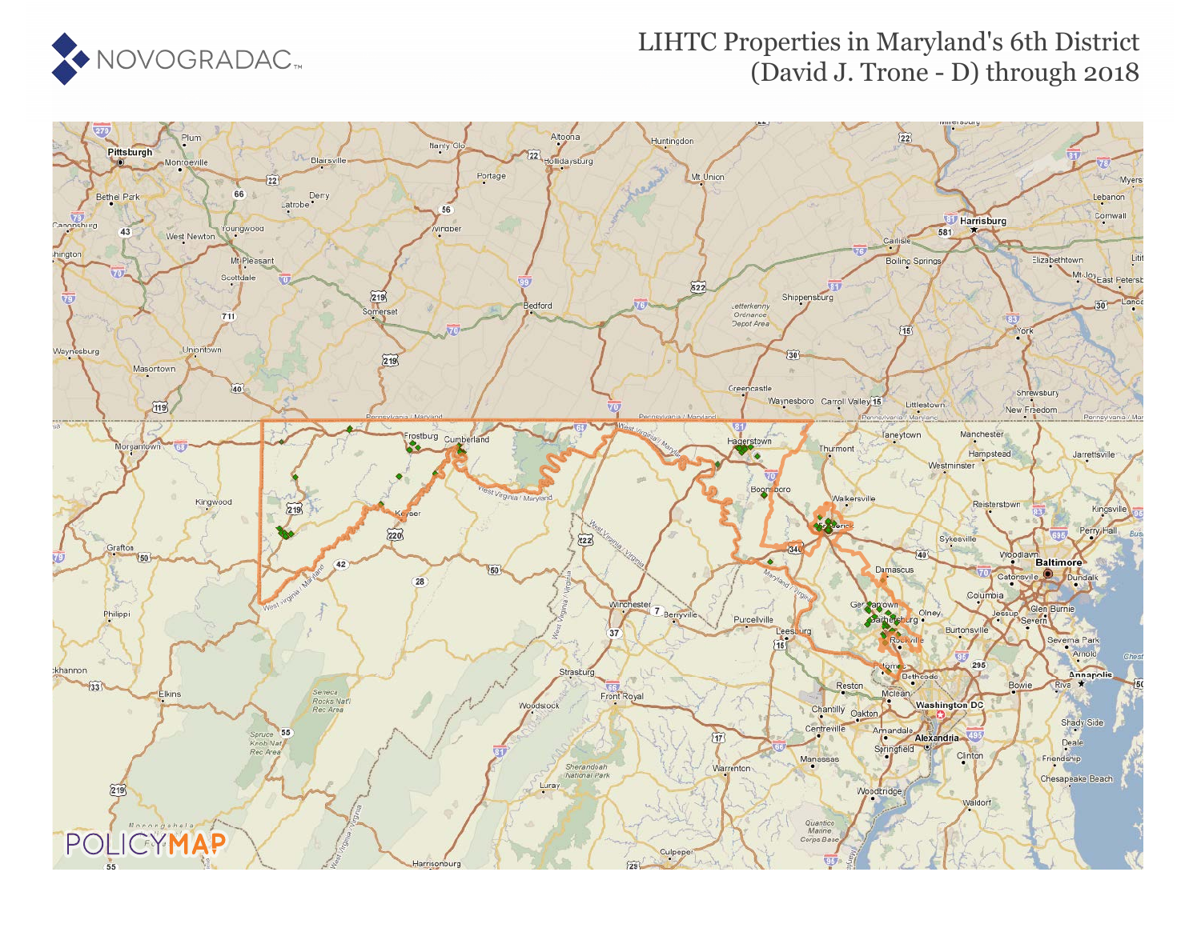# LIHTC Properties in Maryland's 6th District (David J. Trone - D) through 2018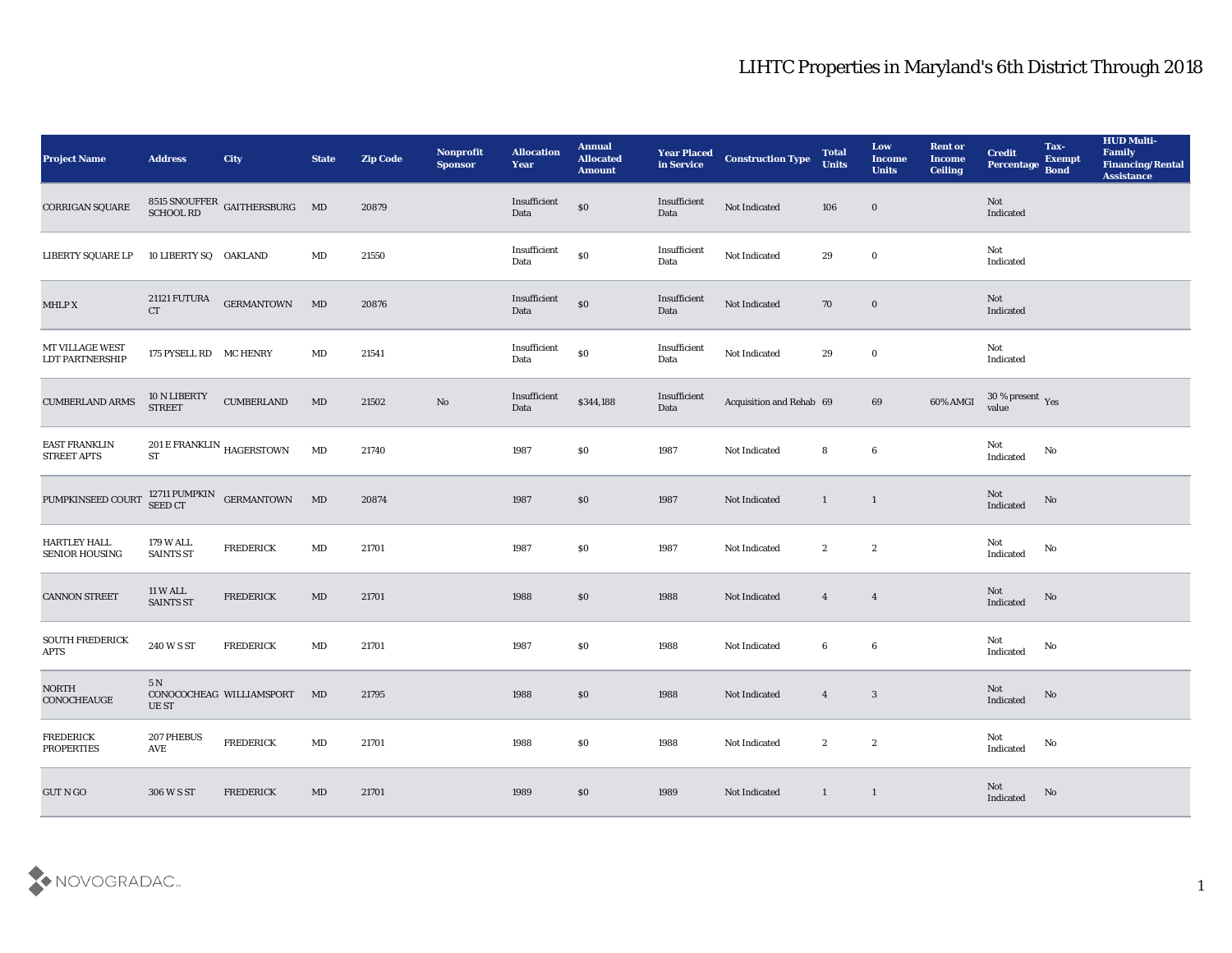# LIHTC Properties in Maryland's 6th District Through 2018

| Project Name | Address | City | State | Zip Code | Nonprofit Sponsor | Allocation Year | Annual Allocated Amount | Year Placed in Service | Construction Type | Total Units | Low Income Units | Rent or Income Ceiling | Credit Percentage | Tax-Exempt Bond | HUD Multi-Family Financing/Rental Assistance |
|---|---|---|---|---|---|---|---|---|---|---|---|---|---|---|---|
| CORRIGAN SQUARE | 8515 SNOUFFER SCHOOL RD | GAITHERSBURG | MD | 20879 | | Insufficient Data | $0 | Insufficient Data | Not Indicated | 106 | 0 | | Not Indicated | | |
| LIBERTY SQUARE LP | 10 LIBERTY SQ | OAKLAND | MD | 21550 | | Insufficient Data | $0 | Insufficient Data | Not Indicated | 29 | 0 | | Not Indicated | | |
| MHLP X | 21121 FUTURA CT | GERMANTOWN | MD | 20876 | | Insufficient Data | $0 | Insufficient Data | Not Indicated | 70 | 0 | | Not Indicated | | |
| MT VILLAGE WEST LDT PARTNERSHIP | 175 PYSELL RD | MC HENRY | MD | 21541 | | Insufficient Data | $0 | Insufficient Data | Not Indicated | 29 | 0 | | Not Indicated | | |
| CUMBERLAND ARMS | 10 N LIBERTY STREET | CUMBERLAND | MD | 21502 | No | Insufficient Data | $344,188 | Insufficient Data | Acquisition and Rehab | 69 | 69 | 60% AMGI | 30 % present value | Yes | |
| EAST FRANKLIN STREET APTS | 201 E FRANKLIN ST | HAGERSTOWN | MD | 21740 | | 1987 | $0 | 1987 | Not Indicated | 8 | 6 | | Not Indicated | No | |
| PUMPKINSEED COURT | 12711 PUMPKIN SEED CT | GERMANTOWN | MD | 20874 | | 1987 | $0 | 1987 | Not Indicated | 1 | 1 | | Not Indicated | No | |
| HARTLEY HALL SENIOR HOUSING | 179 W ALL SAINTS ST | FREDERICK | MD | 21701 | | 1987 | $0 | 1987 | Not Indicated | 2 | 2 | | Not Indicated | No | |
| CANNON STREET | 11 W ALL SAINTS ST | FREDERICK | MD | 21701 | | 1988 | $0 | 1988 | Not Indicated | 4 | 4 | | Not Indicated | No | |
| SOUTH FREDERICK APTS | 240 W S ST | FREDERICK | MD | 21701 | | 1987 | $0 | 1988 | Not Indicated | 6 | 6 | | Not Indicated | No | |
| NORTH CONOCHEAUGE | 5 N CONOCOCHEAGUE ST | WILLIAMSPORT | MD | 21795 | | 1988 | $0 | 1988 | Not Indicated | 4 | 3 | | Not Indicated | No | |
| FREDERICK PROPERTIES | 207 PHEBUS AVE | FREDERICK | MD | 21701 | | 1988 | $0 | 1988 | Not Indicated | 2 | 2 | | Not Indicated | No | |
| GUT N GO | 306 W S ST | FREDERICK | MD | 21701 | | 1989 | $0 | 1989 | Not Indicated | 1 | 1 | | Not Indicated | No | |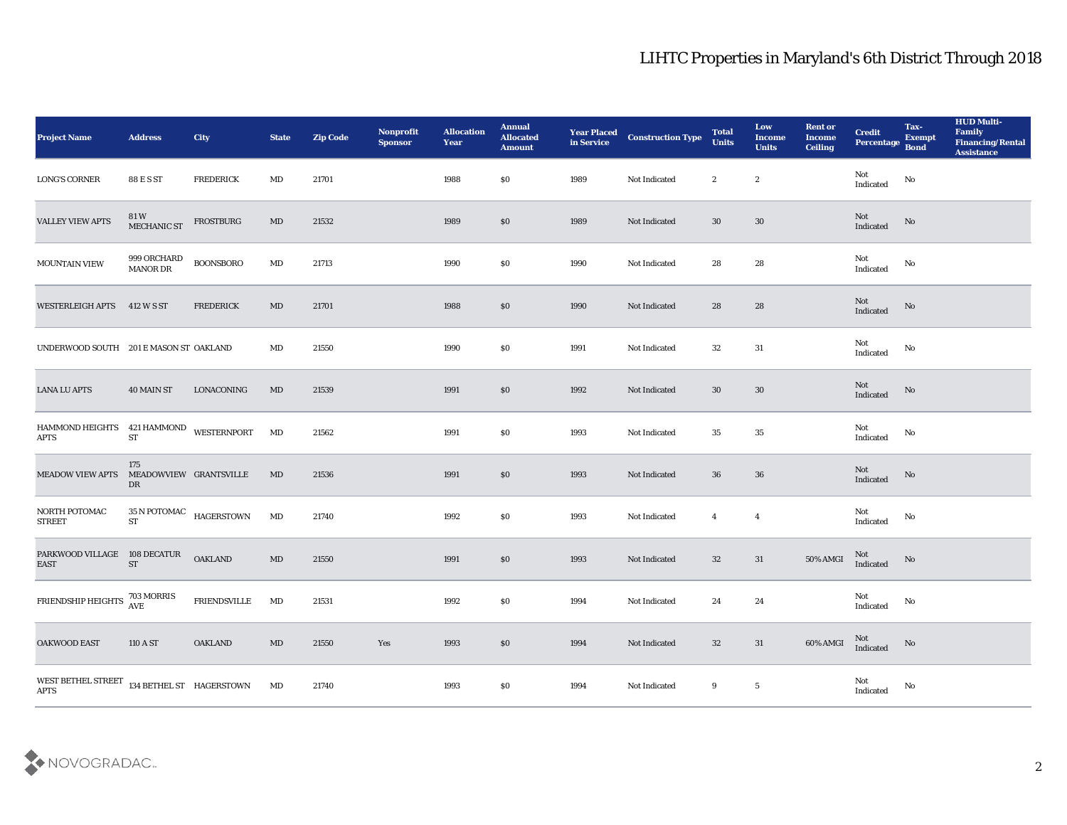# LIHTC Properties in Maryland's 6th District Through 2018

| Project Name | Address | City | State | Zip Code | Nonprofit Sponsor | Allocation Year | Annual Allocated Amount | Year Placed in Service | Construction Type | Total Units | Low Income Units | Rent or Income Ceiling | Credit Percentage | Tax-Exempt Bond | HUD Multi-Family Financing/Rental Assistance |
|---|---|---|---|---|---|---|---|---|---|---|---|---|---|---|---|
| LONG'S CORNER | 88 E S ST | FREDERICK | MD | 21701 | | 1988 | $0 | 1989 | Not Indicated | 2 | 2 | | Not Indicated | No | |
| VALLEY VIEW APTS | 81 W MECHANIC ST | FROSTBURG | MD | 21532 | | 1989 | $0 | 1989 | Not Indicated | 30 | 30 | | Not Indicated | No | |
| MOUNTAIN VIEW | 999 ORCHARD MANOR DR | BOONSBORO | MD | 21713 | | 1990 | $0 | 1990 | Not Indicated | 28 | 28 | | Not Indicated | No | |
| WESTERLEIGH APTS | 412 W S ST | FREDERICK | MD | 21701 | | 1988 | $0 | 1990 | Not Indicated | 28 | 28 | | Not Indicated | No | |
| UNDERWOOD SOUTH | 201 E MASON ST | OAKLAND | MD | 21550 | | 1990 | $0 | 1991 | Not Indicated | 32 | 31 | | Not Indicated | No | |
| LANA LU APTS | 40 MAIN ST | LONACONING | MD | 21539 | | 1991 | $0 | 1992 | Not Indicated | 30 | 30 | | Not Indicated | No | |
| HAMMOND HEIGHTS APTS | 421 HAMMOND ST | WESTERNPORT | MD | 21562 | | 1991 | $0 | 1993 | Not Indicated | 35 | 35 | | Not Indicated | No | |
| MEADOW VIEW APTS | 175 MEADOWVIEW DR | GRANTSVILLE | MD | 21536 | | 1991 | $0 | 1993 | Not Indicated | 36 | 36 | | Not Indicated | No | |
| NORTH POTOMAC STREET | 35 N POTOMAC ST | HAGERSTOWN | MD | 21740 | | 1992 | $0 | 1993 | Not Indicated | 4 | 4 | | Not Indicated | No | |
| PARKWOOD VILLAGE EAST | 108 DECATUR ST | OAKLAND | MD | 21550 | | 1991 | $0 | 1993 | Not Indicated | 32 | 31 | 50% AMGI | Not Indicated | No | |
| FRIENDSHIP HEIGHTS | 703 MORRIS AVE | FRIENDSVILLE | MD | 21531 | | 1992 | $0 | 1994 | Not Indicated | 24 | 24 | | Not Indicated | No | |
| OAKWOOD EAST | 110 A ST | OAKLAND | MD | 21550 | Yes | 1993 | $0 | 1994 | Not Indicated | 32 | 31 | 60% AMGI | Not Indicated | No | |
| WEST BETHEL STREET APTS | 134 BETHEL ST | HAGERSTOWN | MD | 21740 | | 1993 | $0 | 1994 | Not Indicated | 9 | 5 | | Not Indicated | No | |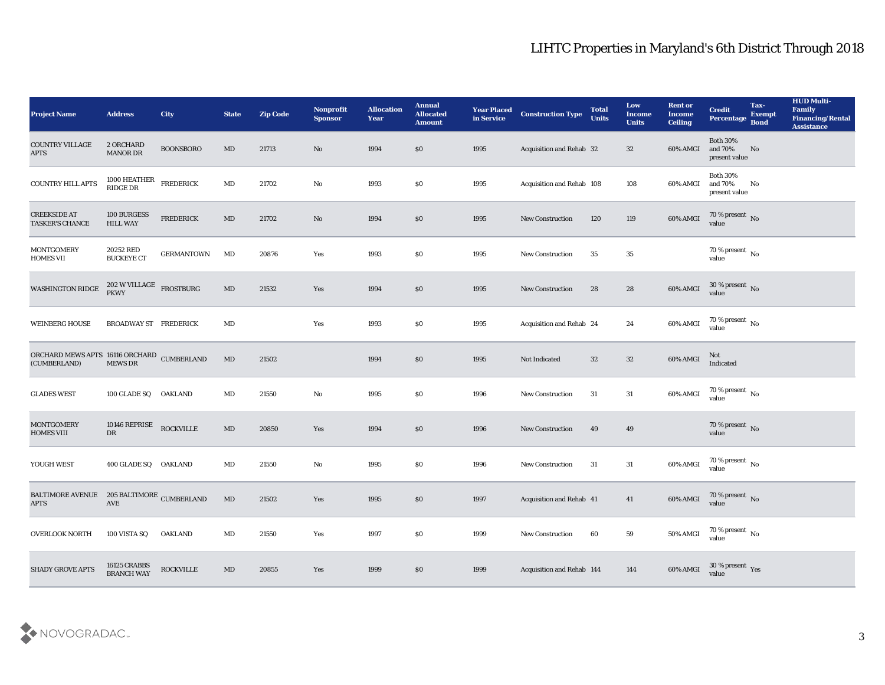# LIHTC Properties in Maryland's 6th District Through 2018

| Project Name | Address | City | State | Zip Code | Nonprofit Sponsor | Allocation Year | Annual Allocated Amount | Year Placed in Service | Construction Type | Total Units | Low Income Units | Rent or Income Ceiling | Credit Percentage | Tax-Exempt Bond | HUD Multi-Family Financing/Rental Assistance |
|---|---|---|---|---|---|---|---|---|---|---|---|---|---|---|---|
| COUNTRY VILLAGE APTS | 2 ORCHARD MANOR DR | BOONSBORO | MD | 21713 | No | 1994 | $0 | 1995 | Acquisition and Rehab | 32 | 32 | 60% AMGI | Both 30% and 70% present value | No | |
| COUNTRY HILL APTS | 1000 HEATHER RIDGE DR | FREDERICK | MD | 21702 | No | 1993 | $0 | 1995 | Acquisition and Rehab | 108 | 108 | 60% AMGI | Both 30% and 70% present value | No | |
| CREEKSIDE AT TASKER'S CHANCE | 100 BURGESS HILL WAY | FREDERICK | MD | 21702 | No | 1994 | $0 | 1995 | New Construction | 120 | 119 | 60% AMGI | 70 % present value | No | |
| MONTGOMERY HOMES VII | 20252 RED BUCKEYE CT | GERMANTOWN | MD | 20876 | Yes | 1993 | $0 | 1995 | New Construction | 35 | 35 | | 70 % present value | No | |
| WASHINGTON RIDGE | 202 W VILLAGE PKWY | FROSTBURG | MD | 21532 | Yes | 1994 | $0 | 1995 | New Construction | 28 | 28 | 60% AMGI | 30 % present value | No | |
| WEINBERG HOUSE | BROADWAY ST | FREDERICK | MD | | Yes | 1993 | $0 | 1995 | Acquisition and Rehab | 24 | 24 | 60% AMGI | 70 % present value | No | |
| ORCHARD MEWS APTS (CUMBERLAND) | 16116 ORCHARD MEWS DR | CUMBERLAND | MD | 21502 | | 1994 | $0 | 1995 | Not Indicated | 32 | 32 | 60% AMGI | Not Indicated | | |
| GLADES WEST | 100 GLADE SQ | OAKLAND | MD | 21550 | No | 1995 | $0 | 1996 | New Construction | 31 | 31 | 60% AMGI | 70 % present value | No | |
| MONTGOMERY HOMES VIII | 10146 REPRISE DR | ROCKVILLE | MD | 20850 | Yes | 1994 | $0 | 1996 | New Construction | 49 | 49 | | 70 % present value | No | |
| YOUGH WEST | 400 GLADE SQ | OAKLAND | MD | 21550 | No | 1995 | $0 | 1996 | New Construction | 31 | 31 | 60% AMGI | 70 % present value | No | |
| BALTIMORE AVENUE APTS | 205 BALTIMORE AVE | CUMBERLAND | MD | 21502 | Yes | 1995 | $0 | 1997 | Acquisition and Rehab | 41 | 41 | 60% AMGI | 70 % present value | No | |
| OVERLOOK NORTH | 100 VISTA SQ | OAKLAND | MD | 21550 | Yes | 1997 | $0 | 1999 | New Construction | 60 | 59 | 50% AMGI | 70 % present value | No | |
| SHADY GROVE APTS | 16125 CRABBS BRANCH WAY | ROCKVILLE | MD | 20855 | Yes | 1999 | $0 | 1999 | Acquisition and Rehab | 144 | 144 | 60% AMGI | 30 % present value | Yes | |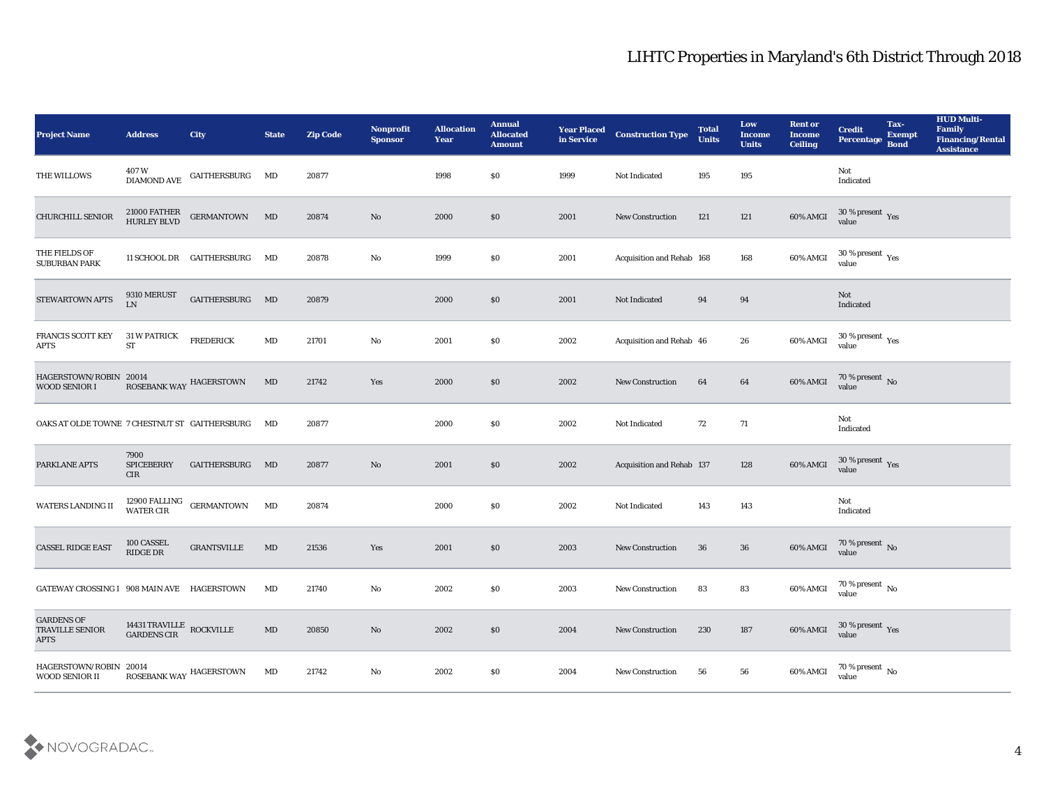# LIHTC Properties in Maryland's 6th District Through 2018

| Project Name | Address | City | State | Zip Code | Nonprofit Sponsor | Allocation Year | Annual Allocated Amount | Year Placed in Service | Construction Type | Total Units | Low Income Units | Rent or Income Ceiling | Credit Percentage | Tax-Exempt Bond | HUD Multi-Family Financing/Rental Assistance |
|---|---|---|---|---|---|---|---|---|---|---|---|---|---|---|---|
| THE WILLOWS | 407 W DIAMOND AVE | GAITHERSBURG | MD | 20877 | | 1998 | $0 | 1999 | Not Indicated | 195 | 195 | | Not Indicated | | |
| CHURCHILL SENIOR | 21000 FATHER HURLEY BLVD | GERMANTOWN | MD | 20874 | No | 2000 | $0 | 2001 | New Construction | 121 | 121 | 60% AMGI | 30 % present value | Yes | |
| THE FIELDS OF SUBURBAN PARK | 11 SCHOOL DR | GAITHERSBURG | MD | 20878 | No | 1999 | $0 | 2001 | Acquisition and Rehab | 168 | 168 | 60% AMGI | 30 % present value | Yes | |
| STEWARTOWN APTS | 9310 MERUST LN | GAITHERSBURG | MD | 20879 | | 2000 | $0 | 2001 | Not Indicated | 94 | 94 | | Not Indicated | | |
| FRANCIS SCOTT KEY APTS | 31 W PATRICK ST | FREDERICK | MD | 21701 | No | 2001 | $0 | 2002 | Acquisition and Rehab | 46 | 26 | 60% AMGI | 30 % present value | Yes | |
| HAGERSTOWN/ROBIN WOOD SENIOR I | 20014 ROSEBANK WAY | HAGERSTOWN | MD | 21742 | Yes | 2000 | $0 | 2002 | New Construction | 64 | 64 | 60% AMGI | 70 % present value | No | |
| OAKS AT OLDE TOWNE | 7 CHESTNUT ST | GAITHERSBURG | MD | 20877 | | 2000 | $0 | 2002 | Not Indicated | 72 | 71 | | Not Indicated | | |
| PARKLANE APTS | 7900 SPICEBERRY CIR | GAITHERSBURG | MD | 20877 | No | 2001 | $0 | 2002 | Acquisition and Rehab | 137 | 128 | 60% AMGI | 30 % present value | Yes | |
| WATERS LANDING II | 12900 FALLING WATER CIR | GERMANTOWN | MD | 20874 | | 2000 | $0 | 2002 | Not Indicated | 143 | 143 | | Not Indicated | | |
| CASSEL RIDGE EAST | 100 CASSEL RIDGE DR | GRANTSVILLE | MD | 21536 | Yes | 2001 | $0 | 2003 | New Construction | 36 | 36 | 60% AMGI | 70 % present value | No | |
| GATEWAY CROSSING I | 908 MAIN AVE | HAGERSTOWN | MD | 21740 | No | 2002 | $0 | 2003 | New Construction | 83 | 83 | 60% AMGI | 70 % present value | No | |
| GARDENS OF TRAVILLE SENIOR APTS | 14431 TRAVILLE GARDENS CIR | ROCKVILLE | MD | 20850 | No | 2002 | $0 | 2004 | New Construction | 230 | 187 | 60% AMGI | 30 % present value | Yes | |
| HAGERSTOWN/ROBIN WOOD SENIOR II | 20014 ROSEBANK WAY | HAGERSTOWN | MD | 21742 | No | 2002 | $0 | 2004 | New Construction | 56 | 56 | 60% AMGI | 70 % present value | No | |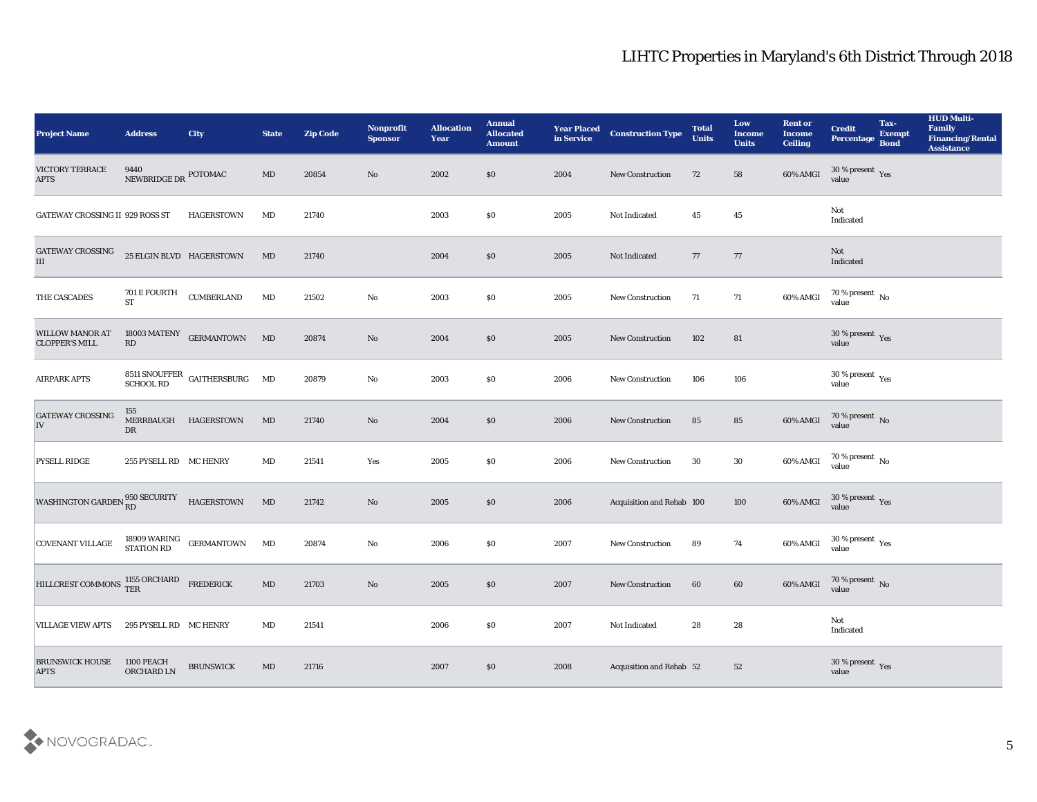# LIHTC Properties in Maryland's 6th District Through 2018

| Project Name | Address | City | State | Zip Code | Nonprofit Sponsor | Allocation Year | Annual Allocated Amount | Year Placed in Service | Construction Type | Total Units | Low Income Units | Rent or Income Ceiling | Credit Percentage | Tax-Exempt Bond | HUD Multi-Family Financing/Rental Assistance |
|---|---|---|---|---|---|---|---|---|---|---|---|---|---|---|---|
| VICTORY TERRACE APTS | 9440 NEWBRIDGE DR | POTOMAC | MD | 20854 | No | 2002 | $0 | 2004 | New Construction | 72 | 58 | 60% AMGI | 30 % present value | Yes | |
| GATEWAY CROSSING II | 929 ROSS ST | HAGERSTOWN | MD | 21740 | | 2003 | $0 | 2005 | Not Indicated | 45 | 45 | | Not Indicated | | |
| GATEWAY CROSSING III | 25 ELGIN BLVD | HAGERSTOWN | MD | 21740 | | 2004 | $0 | 2005 | Not Indicated | 77 | 77 | | Not Indicated | | |
| THE CASCADES | 701 E FOURTH ST | CUMBERLAND | MD | 21502 | No | 2003 | $0 | 2005 | New Construction | 71 | 71 | 60% AMGI | 70 % present value | No | |
| WILLOW MANOR AT CLOPPER'S MILL | 18003 MATENY RD | GERMANTOWN | MD | 20874 | No | 2004 | $0 | 2005 | New Construction | 102 | 81 | | 30 % present value | Yes | |
| AIRPARK APTS | 8511 SNOUFFER SCHOOL RD | GAITHERSBURG | MD | 20879 | No | 2003 | $0 | 2006 | New Construction | 106 | 106 | | 30 % present value | Yes | |
| GATEWAY CROSSING IV | 155 MERRBAUGH DR | HAGERSTOWN | MD | 21740 | No | 2004 | $0 | 2006 | New Construction | 85 | 85 | 60% AMGI | 70 % present value | No | |
| PYSELL RIDGE | 255 PYSELL RD | MC HENRY | MD | 21541 | Yes | 2005 | $0 | 2006 | New Construction | 30 | 30 | 60% AMGI | 70 % present value | No | |
| WASHINGTON GARDEN | 950 SECURITY RD | HAGERSTOWN | MD | 21742 | No | 2005 | $0 | 2006 | Acquisition and Rehab | 100 | 100 | 60% AMGI | 30 % present value | Yes | |
| COVENANT VILLAGE | 18909 WARING STATION RD | GERMANTOWN | MD | 20874 | No | 2006 | $0 | 2007 | New Construction | 89 | 74 | 60% AMGI | 30 % present value | Yes | |
| HILLCREST COMMONS | 1155 ORCHARD TER | FREDERICK | MD | 21703 | No | 2005 | $0 | 2007 | New Construction | 60 | 60 | 60% AMGI | 70 % present value | No | |
| VILLAGE VIEW APTS | 295 PYSELL RD | MC HENRY | MD | 21541 | | 2006 | $0 | 2007 | Not Indicated | 28 | 28 | | Not Indicated | | |
| BRUNSWICK HOUSE APTS | 1100 PEACH ORCHARD LN | BRUNSWICK | MD | 21716 | | 2007 | $0 | 2008 | Acquisition and Rehab | 52 | 52 | | 30 % present value | Yes | |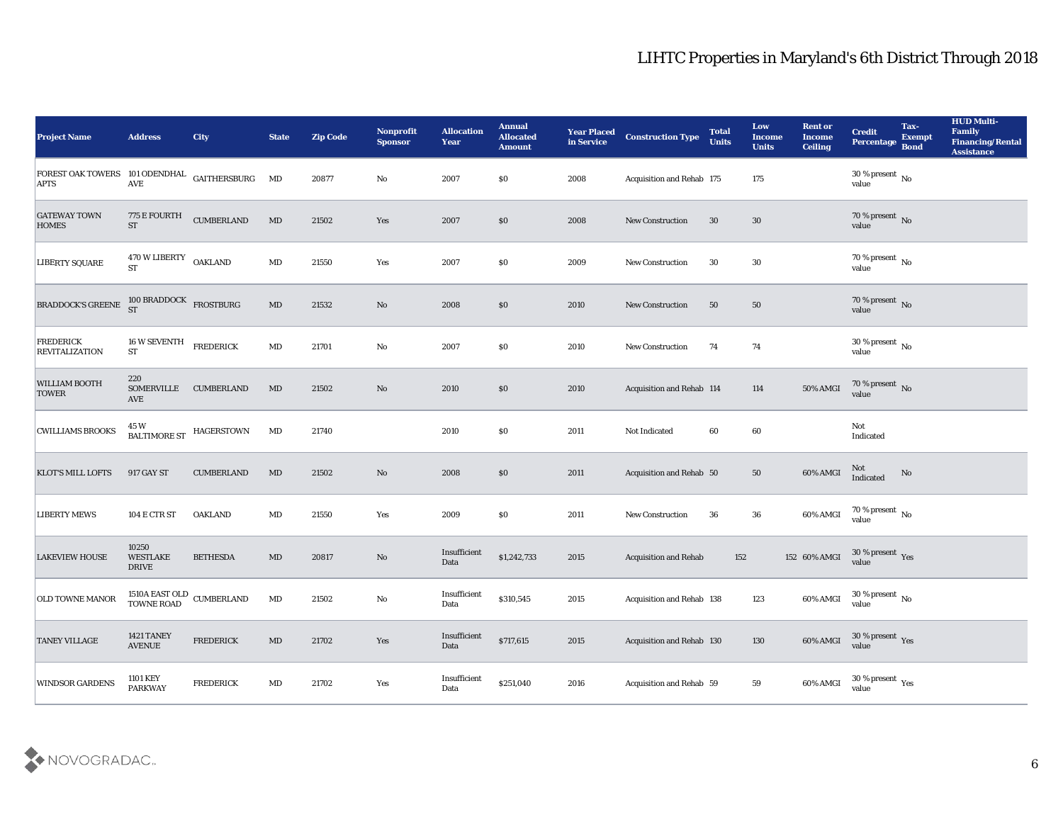| Project Name | Address | City | State | Zip Code | Nonprofit Sponsor | Allocation Year | Annual Allocated Amount | Year Placed in Service | Construction Type | Total Units | Low Income Units | Rent or Income Ceiling | Credit Percentage | Tax-Exempt Bond | HUD Multi-Family Financing/Rental Assistance |
|---|---|---|---|---|---|---|---|---|---|---|---|---|---|---|---|
| FOREST OAK TOWERS APTS | 101 ODENDHAL AVE | GAITHERSBURG | MD | 20877 | No | 2007 | $0 | 2008 | Acquisition and Rehab | 175 | 175 | | 30 % present value | No | |
| GATEWAY TOWN HOMES | 775 E FOURTH ST | CUMBERLAND | MD | 21502 | Yes | 2007 | $0 | 2008 | New Construction | 30 | 30 | | 70 % present value | No | |
| LIBERTY SQUARE | 470 W LIBERTY ST | OAKLAND | MD | 21550 | Yes | 2007 | $0 | 2009 | New Construction | 30 | 30 | | 70 % present value | No | |
| BRADDOCK'S GREENE | 100 BRADDOCK ST | FROSTBURG | MD | 21532 | No | 2008 | $0 | 2010 | New Construction | 50 | 50 | | 70 % present value | No | |
| FREDERICK REVITALIZATION | 16 W SEVENTH ST | FREDERICK | MD | 21701 | No | 2007 | $0 | 2010 | New Construction | 74 | 74 | | 30 % present value | No | |
| WILLIAM BOOTH TOWER | 220 SOMERVILLE AVE | CUMBERLAND | MD | 21502 | No | 2010 | $0 | 2010 | Acquisition and Rehab | 114 | 114 | 50% AMGI | 70 % present value | No | |
| CWILLIAMS BROOKS | 45 W BALTIMORE ST | HAGERSTOWN | MD | 21740 | | 2010 | $0 | 2011 | Not Indicated | 60 | 60 | | Not Indicated | | |
| KLOT'S MILL LOFTS | 917 GAY ST | CUMBERLAND | MD | 21502 | No | 2008 | $0 | 2011 | Acquisition and Rehab | 50 | 50 | 60% AMGI | Not Indicated | No | |
| LIBERTY MEWS | 104 E CTR ST | OAKLAND | MD | 21550 | Yes | 2009 | $0 | 2011 | New Construction | 36 | 36 | 60% AMGI | 70 % present value | No | |
| LAKEVIEW HOUSE | 10250 WESTLAKE DRIVE | BETHESDA | MD | 20817 | No | Insufficient Data | $1,242,733 | 2015 | Acquisition and Rehab | 152 | 152 | 60% AMGI | 30 % present value | Yes | |
| OLD TOWNE MANOR | 1510A EAST OLD TOWNE ROAD | CUMBERLAND | MD | 21502 | No | Insufficient Data | $310,545 | 2015 | Acquisition and Rehab | 138 | 123 | 60% AMGI | 30 % present value | No | |
| TANEY VILLAGE | 1421 TANEY AVENUE | FREDERICK | MD | 21702 | Yes | Insufficient Data | $717,615 | 2015 | Acquisition and Rehab | 130 | 130 | 60% AMGI | 30 % present value | Yes | |
| WINDSOR GARDENS | 1101 KEY PARKWAY | FREDERICK | MD | 21702 | Yes | Insufficient Data | $251,040 | 2016 | Acquisition and Rehab | 59 | 59 | 60% AMGI | 30 % present value | Yes | |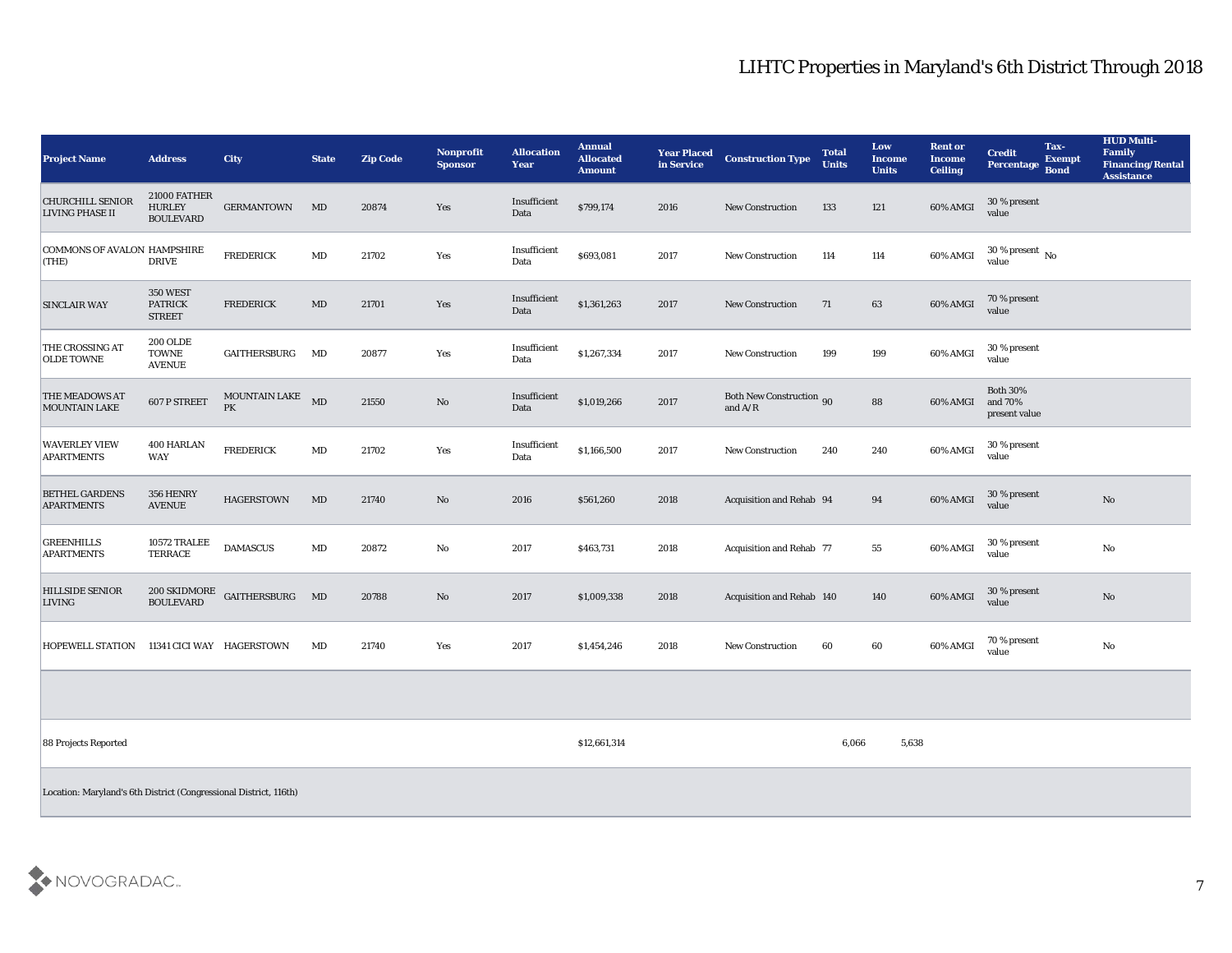# LIHTC Properties in Maryland's 6th District Through 2018

| Project Name | Address | City | State | Zip Code | Nonprofit Sponsor | Allocation Year | Annual Allocated Amount | Year Placed in Service | Construction Type | Total Units | Low Income Units | Rent or Income Ceiling | Credit Percentage | Tax-Exempt Bond | HUD Multi-Family Financing/Rental Assistance |
|---|---|---|---|---|---|---|---|---|---|---|---|---|---|---|---|
| CHURCHILL SENIOR LIVING PHASE II | 21000 FATHER HURLEY BOULEVARD | GERMANTOWN | MD | 20874 | Yes | Insufficient Data | $799,174 | 2016 | New Construction | 133 | 121 | 60% AMGI | 30 % present value | | |
| COMMONS OF AVALON (THE) | HAMPSHIRE DRIVE | FREDERICK | MD | 21702 | Yes | Insufficient Data | $693,081 | 2017 | New Construction | 114 | 114 | 60% AMGI | 30 % present value | No | |
| SINCLAIR WAY | 350 WEST PATRICK STREET | FREDERICK | MD | 21701 | Yes | Insufficient Data | $1,361,263 | 2017 | New Construction | 71 | 63 | 60% AMGI | 70 % present value | | |
| THE CROSSING AT OLDE TOWNE | 200 OLDE TOWNE AVENUE | GAITHERSBURG | MD | 20877 | Yes | Insufficient Data | $1,267,334 | 2017 | New Construction | 199 | 199 | 60% AMGI | 30 % present value | | |
| THE MEADOWS AT MOUNTAIN LAKE | 607 P STREET | MOUNTAIN LAKE PK | MD | 21550 | No | Insufficient Data | $1,019,266 | 2017 | Both New Construction and A/R | 90 | 88 | 60% AMGI | Both 30% and 70% present value | | |
| WAVERLEY VIEW APARTMENTS | 400 HARLAN WAY | FREDERICK | MD | 21702 | Yes | Insufficient Data | $1,166,500 | 2017 | New Construction | 240 | 240 | 60% AMGI | 30 % present value | | |
| BETHEL GARDENS APARTMENTS | 356 HENRY AVENUE | HAGERSTOWN | MD | 21740 | No | 2016 | $561,260 | 2018 | Acquisition and Rehab | 94 | 94 | 60% AMGI | 30 % present value | | No |
| GREENHILLS APARTMENTS | 10572 TRALEE TERRACE | DAMASCUS | MD | 20872 | No | 2017 | $463,731 | 2018 | Acquisition and Rehab | 77 | 55 | 60% AMGI | 30 % present value | | No |
| HILLSIDE SENIOR LIVING | 200 SKIDMORE BOULEVARD | GAITHERSBURG | MD | 20788 | No | 2017 | $1,009,338 | 2018 | Acquisition and Rehab | 140 | 140 | 60% AMGI | 30 % present value | | No |
| HOPEWELL STATION | 11341 CICI WAY | HAGERSTOWN | MD | 21740 | Yes | 2017 | $1,454,246 | 2018 | New Construction | 60 | 60 | 60% AMGI | 70 % present value | | No |
| | | | | | | | | | | | | | | | |
| 88 Projects Reported | | | | | | | $12,661,314 | | | 6,066 | 5,638 | | | | |
| Location: Maryland's 6th District (Congressional District, 116th) | | | | | | | | | | | | | | | |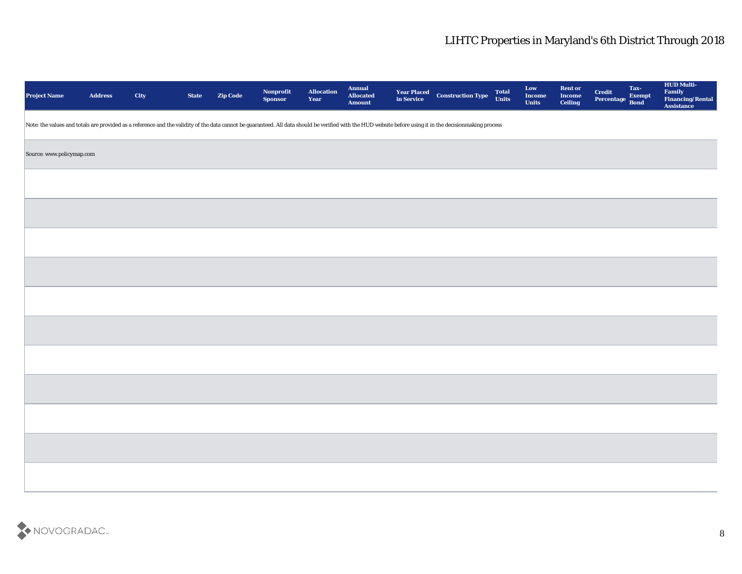# LIHTC Properties in Maryland's 6th District Through 2018

| Project Name | Address | City | State | Zip Code | Nonprofit Sponsor | Allocation Year | Annual Allocated Amount | Year Placed in Service | Construction Type | Total Units | Low Income Units | Rent or Income Ceiling | Credit Percentage | Tax-Exempt Bond | HUD Multi-Family Financing/Rental Assistance |
|---|---|---|---|---|---|---|---|---|---|---|---|---|---|---|---|

Note: the values and totals are provided as a reference and the validity of the data cannot be guaranteed. All data should be verified with the HUD website before using it in the decisionmaking process

Source: www.policymap.com